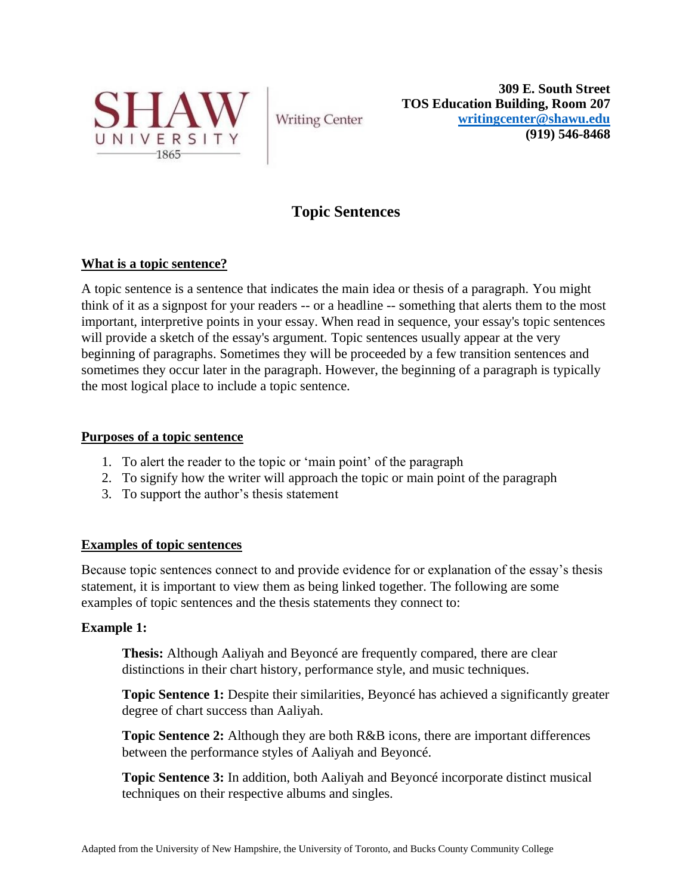SHAW UNIVERSITY 1865 | Writing Center

**309 E. South Street**
**TOS Education Building, Room 207**
**writingcenter@shawu.edu**
**(919) 546-8468**

# Topic Sentences

## What is a topic sentence?

A topic sentence is a sentence that indicates the main idea or thesis of a paragraph. You might think of it as a signpost for your readers -- or a headline -- something that alerts them to the most important, interpretive points in your essay. When read in sequence, your essay's topic sentences will provide a sketch of the essay's argument. Topic sentences usually appear at the very beginning of paragraphs. Sometimes they will be proceeded by a few transition sentences and sometimes they occur later in the paragraph. However, the beginning of a paragraph is typically the most logical place to include a topic sentence.

## Purposes of a topic sentence

1. To alert the reader to the topic or 'main point' of the paragraph
2. To signify how the writer will approach the topic or main point of the paragraph
3. To support the author's thesis statement

## Examples of topic sentences

Because topic sentences connect to and provide evidence for or explanation of the essay's thesis statement, it is important to view them as being linked together. The following are some examples of topic sentences and the thesis statements they connect to:

**Example 1:**

**Thesis:** Although Aaliyah and Beyoncé are frequently compared, there are clear distinctions in their chart history, performance style, and music techniques.

**Topic Sentence 1:** Despite their similarities, Beyoncé has achieved a significantly greater degree of chart success than Aaliyah.

**Topic Sentence 2:** Although they are both R&B icons, there are important differences between the performance styles of Aaliyah and Beyoncé.

**Topic Sentence 3:** In addition, both Aaliyah and Beyoncé incorporate distinct musical techniques on their respective albums and singles.

Adapted from the University of New Hampshire, the University of Toronto, and Bucks County Community College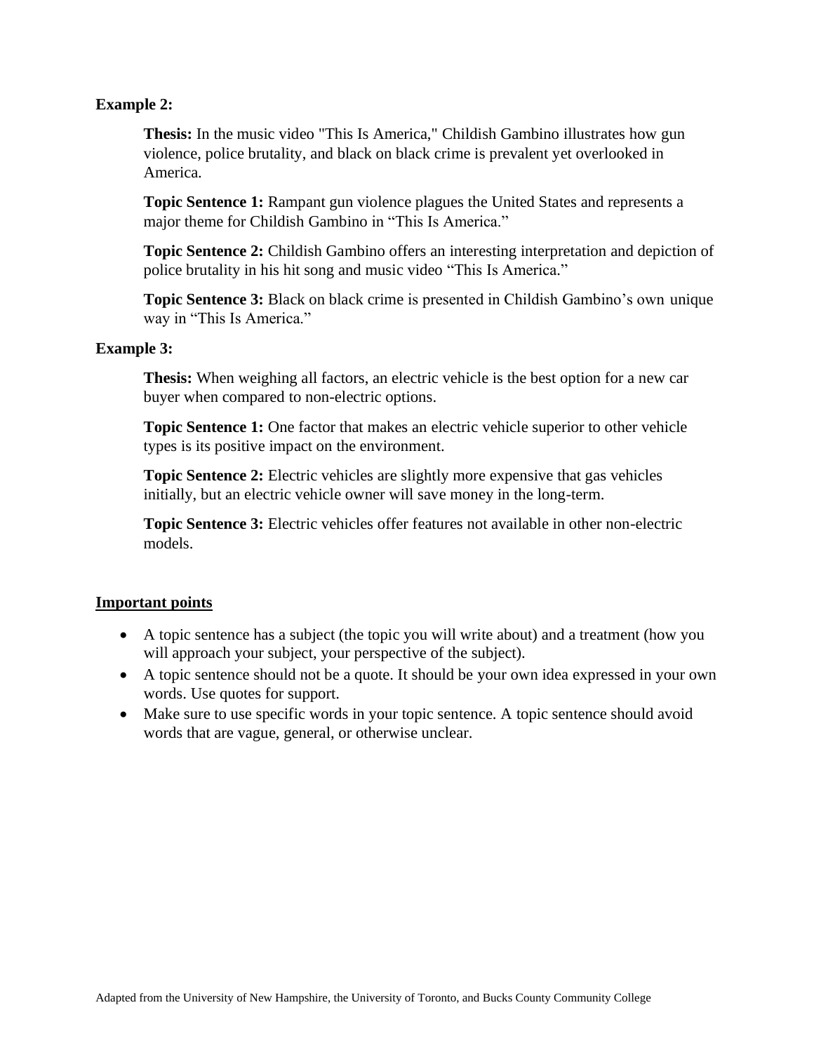**Example 2:**

**Thesis:** In the music video "This Is America," Childish Gambino illustrates how gun violence, police brutality, and black on black crime is prevalent yet overlooked in America.

**Topic Sentence 1:** Rampant gun violence plagues the United States and represents a major theme for Childish Gambino in "This Is America."

**Topic Sentence 2:** Childish Gambino offers an interesting interpretation and depiction of police brutality in his hit song and music video "This Is America."

**Topic Sentence 3:** Black on black crime is presented in Childish Gambino's own unique way in "This Is America."

**Example 3:**

**Thesis:** When weighing all factors, an electric vehicle is the best option for a new car buyer when compared to non-electric options.

**Topic Sentence 1:** One factor that makes an electric vehicle superior to other vehicle types is its positive impact on the environment.

**Topic Sentence 2:** Electric vehicles are slightly more expensive that gas vehicles initially, but an electric vehicle owner will save money in the long-term.

**Topic Sentence 3:** Electric vehicles offer features not available in other non-electric models.

**Important points**

- A topic sentence has a subject (the topic you will write about) and a treatment (how you will approach your subject, your perspective of the subject).
- A topic sentence should not be a quote. It should be your own idea expressed in your own words. Use quotes for support.
- Make sure to use specific words in your topic sentence. A topic sentence should avoid words that are vague, general, or otherwise unclear.

Adapted from the University of New Hampshire, the University of Toronto, and Bucks County Community College